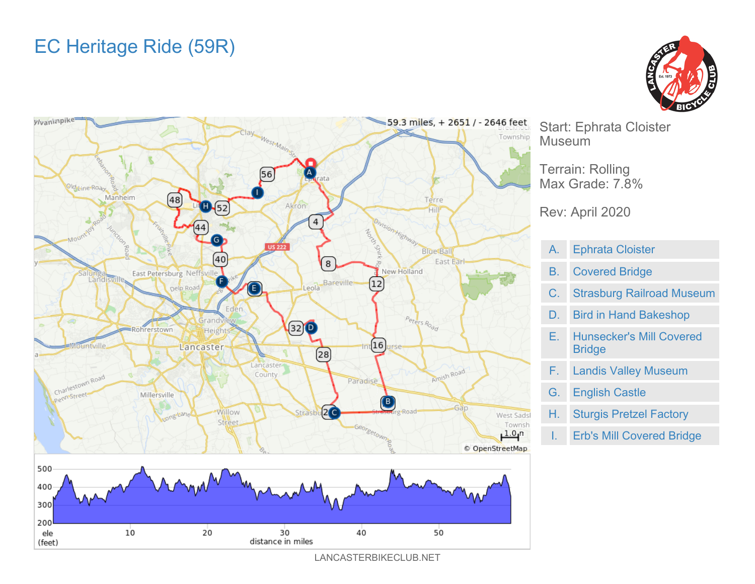# EC Heritage Ride (59R)

59.3 miles, + 2651 / - 2646 feet

Start: Ephrata Cloister Museum

Terrain: Rolling
Max Grade: 7.8%

Rev: April 2020

| | |
|---|---|
| A. | Ephrata Cloister |
| B. | Covered Bridge |
| C. | Strasburg Railroad Museum |
| D. | Bird in Hand Bakeshop |
| E. | Hunsecker's Mill Covered Bridge |
| F. | Landis Valley Museum |
| G. | English Castle |
| H. | Sturgis Pretzel Factory |
| I. | Erb's Mill Covered Bridge |

LANCASTERBIKECLUB.NET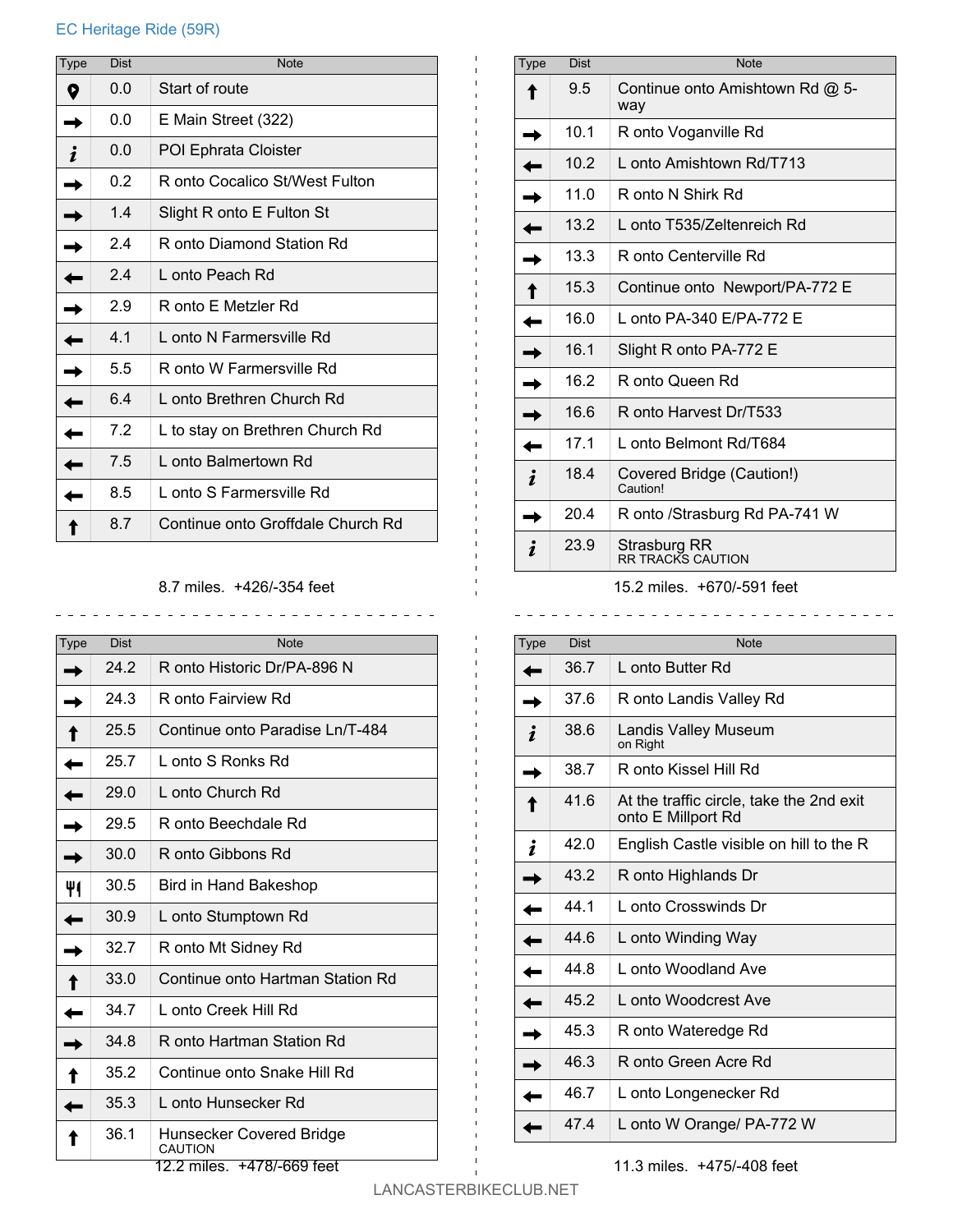EC Heritage Ride (59R)

| Type | Dist | Note |
| --- | --- | --- |
| 📍 | 0.0 | Start of route |
| → | 0.0 | E Main Street (322) |
| *i* | 0.0 | POI Ephrata Cloister |
| → | 0.2 | R onto Cocalico St/West Fulton |
| → | 1.4 | Slight R onto E Fulton St |
| → | 2.4 | R onto Diamond Station Rd |
| ← | 2.4 | L onto Peach Rd |
| → | 2.9 | R onto E Metzler Rd |
| ← | 4.1 | L onto N Farmersville Rd |
| → | 5.5 | R onto W Farmersville Rd |
| ← | 6.4 | L onto Brethren Church Rd |
| ← | 7.2 | L to stay on Brethren Church Rd |
| ← | 7.5 | L onto Balmertown Rd |
| ← | 8.5 | L onto S Farmersville Rd |
| ↑ | 8.7 | Continue onto Groffdale Church Rd |

8.7 miles. +426/-354 feet

| Type | Dist | Note |
| --- | --- | --- |
| ↑ | 9.5 | Continue onto Amishtown Rd @ 5-way |
| → | 10.1 | R onto Voganville Rd |
| ← | 10.2 | L onto Amishtown Rd/T713 |
| → | 11.0 | R onto N Shirk Rd |
| ← | 13.2 | L onto T535/Zeltenreich Rd |
| → | 13.3 | R onto Centerville Rd |
| ↑ | 15.3 | Continue onto Newport/PA-772 E |
| ← | 16.0 | L onto PA-340 E/PA-772 E |
| → | 16.1 | Slight R onto PA-772 E |
| → | 16.2 | R onto Queen Rd |
| → | 16.6 | R onto Harvest Dr/T533 |
| ← | 17.1 | L onto Belmont Rd/T684 |
| *i* | 18.4 | Covered Bridge (Caution!) Caution! |
| → | 20.4 | R onto /Strasburg Rd PA-741 W |
| *i* | 23.9 | Strasburg RR RR TRACKS CAUTION |

15.2 miles. +670/-591 feet

| Type | Dist | Note |
| --- | --- | --- |
| → | 24.2 | R onto Historic Dr/PA-896 N |
| → | 24.3 | R onto Fairview Rd |
| ↑ | 25.5 | Continue onto Paradise Ln/T-484 |
| ← | 25.7 | L onto S Ronks Rd |
| ← | 29.0 | L onto Church Rd |
| → | 29.5 | R onto Beechdale Rd |
| → | 30.0 | R onto Gibbons Rd |
| 🍴 | 30.5 | Bird in Hand Bakeshop |
| ← | 30.9 | L onto Stumptown Rd |
| → | 32.7 | R onto Mt Sidney Rd |
| ↑ | 33.0 | Continue onto Hartman Station Rd |
| ← | 34.7 | L onto Creek Hill Rd |
| → | 34.8 | R onto Hartman Station Rd |
| ↑ | 35.2 | Continue onto Snake Hill Rd |
| ← | 35.3 | L onto Hunsecker Rd |
| ↑ | 36.1 | Hunsecker Covered Bridge CAUTION |

12.2 miles. +478/-669 feet

| Type | Dist | Note |
| --- | --- | --- |
| ← | 36.7 | L onto Butter Rd |
| → | 37.6 | R onto Landis Valley Rd |
| *i* | 38.6 | Landis Valley Museum on Right |
| → | 38.7 | R onto Kissel Hill Rd |
| ↑ | 41.6 | At the traffic circle, take the 2nd exit onto E Millport Rd |
| *i* | 42.0 | English Castle visible on hill to the R |
| → | 43.2 | R onto Highlands Dr |
| ← | 44.1 | L onto Crosswinds Dr |
| ← | 44.6 | L onto Winding Way |
| ← | 44.8 | L onto Woodland Ave |
| ← | 45.2 | L onto Woodcrest Ave |
| → | 45.3 | R onto Wateredge Rd |
| → | 46.3 | R onto Green Acre Rd |
| ← | 46.7 | L onto Longenecker Rd |
| ← | 47.4 | L onto W Orange/ PA-772 W |

11.3 miles. +475/-408 feet

LANCASTERBIKECLUB.NET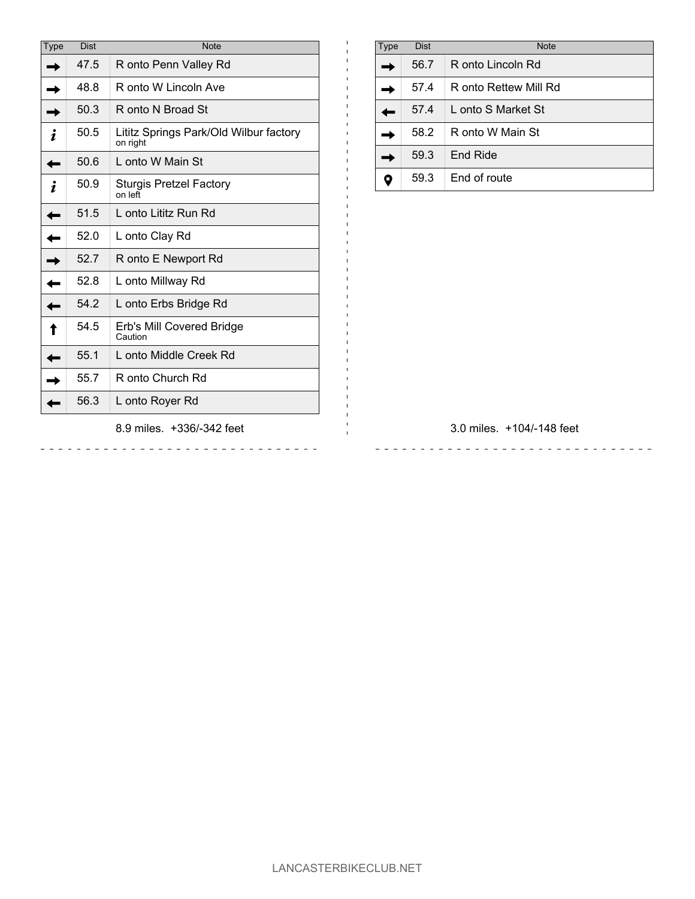| Type | Dist | Note |
|---|---|---|
| → | 47.5 | R onto Penn Valley Rd |
| → | 48.8 | R onto W Lincoln Ave |
| → | 50.3 | R onto N Broad St |
| i | 50.5 | Lititz Springs Park/Old Wilbur factory<br>on right |
| ← | 50.6 | L onto W Main St |
| i | 50.9 | Sturgis Pretzel Factory<br>on left |
| ← | 51.5 | L onto Lititz Run Rd |
| ← | 52.0 | L onto Clay Rd |
| → | 52.7 | R onto E Newport Rd |
| ← | 52.8 | L onto Millway Rd |
| ← | 54.2 | L onto Erbs Bridge Rd |
| ↑ | 54.5 | Erb's Mill Covered Bridge<br>Caution |
| ← | 55.1 | L onto Middle Creek Rd |
| → | 55.7 | R onto Church Rd |
| ← | 56.3 | L onto Royer Rd |

8.9 miles. +336/-342 feet

| Type | Dist | Note |
|---|---|---|
| → | 56.7 | R onto Lincoln Rd |
| → | 57.4 | R onto Rettew Mill Rd |
| ← | 57.4 | L onto S Market St |
| → | 58.2 | R onto W Main St |
| → | 59.3 | End Ride |
| 📍 | 59.3 | End of route |

3.0 miles. +104/-148 feet

LANCASTERBIKECLUB.NET